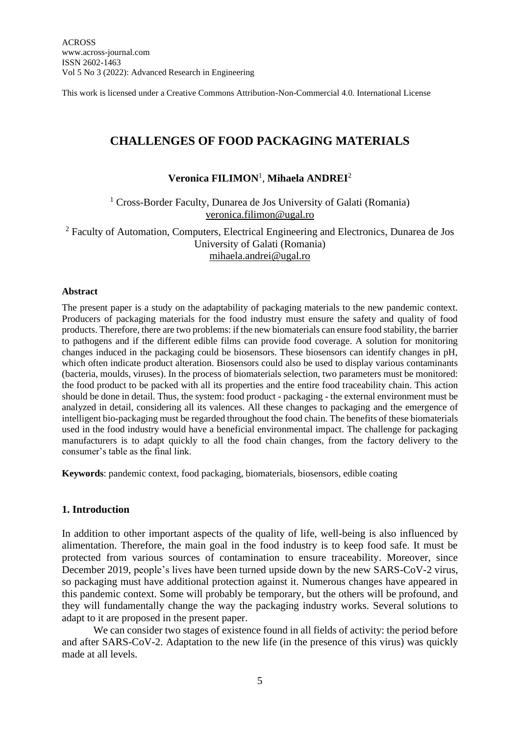ACROSS
www.across-journal.com
ISSN 2602-1463
Vol 5 No 3 (2022): Advanced Research in Engineering

This work is licensed under a Creative Commons Attribution-Non-Commercial 4.0. International License

# CHALLENGES OF FOOD PACKAGING MATERIALS

**Veronica FILIMON**[1], **Mihaela ANDREI**[2]

[1] Cross-Border Faculty, Dunarea de Jos University of Galati (Romania)
veronica.filimon@ugal.ro

[2] Faculty of Automation, Computers, Electrical Engineering and Electronics, Dunarea de Jos University of Galati (Romania)
mihaela.andrei@ugal.ro

**Abstract**

The present paper is a study on the adaptability of packaging materials to the new pandemic context. Producers of packaging materials for the food industry must ensure the safety and quality of food products. Therefore, there are two problems: if the new biomaterials can ensure food stability, the barrier to pathogens and if the different edible films can provide food coverage. A solution for monitoring changes induced in the packaging could be biosensors. These biosensors can identify changes in pH, which often indicate product alteration. Biosensors could also be used to display various contaminants (bacteria, moulds, viruses). In the process of biomaterials selection, two parameters must be monitored: the food product to be packed with all its properties and the entire food traceability chain. This action should be done in detail. Thus, the system: food product - packaging - the external environment must be analyzed in detail, considering all its valences. All these changes to packaging and the emergence of intelligent bio-packaging must be regarded throughout the food chain. The benefits of these biomaterials used in the food industry would have a beneficial environmental impact. The challenge for packaging manufacturers is to adapt quickly to all the food chain changes, from the factory delivery to the consumer's table as the final link.

**Keywords**: pandemic context, food packaging, biomaterials, biosensors, edible coating

## 1. Introduction

In addition to other important aspects of the quality of life, well-being is also influenced by alimentation. Therefore, the main goal in the food industry is to keep food safe. It must be protected from various sources of contamination to ensure traceability. Moreover, since December 2019, people's lives have been turned upside down by the new SARS-CoV-2 virus, so packaging must have additional protection against it. Numerous changes have appeared in this pandemic context. Some will probably be temporary, but the others will be profound, and they will fundamentally change the way the packaging industry works. Several solutions to adapt to it are proposed in the present paper.

We can consider two stages of existence found in all fields of activity: the period before and after SARS-CoV-2. Adaptation to the new life (in the presence of this virus) was quickly made at all levels.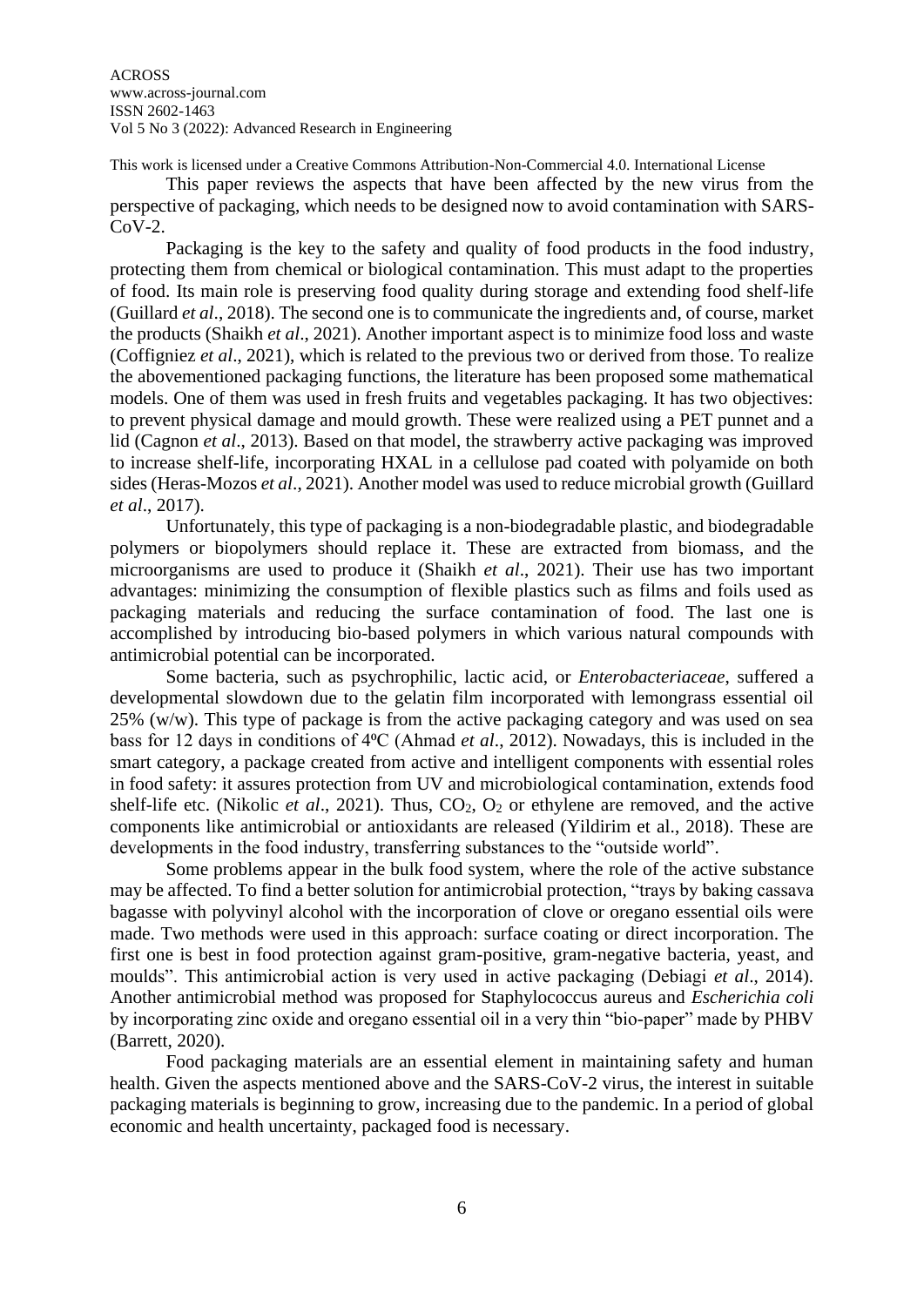This paper reviews the aspects that have been affected by the new virus from the perspective of packaging, which needs to be designed now to avoid contamination with SARS-CoV-2.

Packaging is the key to the safety and quality of food products in the food industry, protecting them from chemical or biological contamination. This must adapt to the properties of food. Its main role is preserving food quality during storage and extending food shelf-life (Guillard *et al*., 2018). The second one is to communicate the ingredients and, of course, market the products (Shaikh *et al*., 2021). Another important aspect is to minimize food loss and waste (Coffigniez *et al*., 2021), which is related to the previous two or derived from those. To realize the abovementioned packaging functions, the literature has been proposed some mathematical models. One of them was used in fresh fruits and vegetables packaging. It has two objectives: to prevent physical damage and mould growth. These were realized using a PET punnet and a lid (Cagnon *et al*., 2013). Based on that model, the strawberry active packaging was improved to increase shelf-life, incorporating HXAL in a cellulose pad coated with polyamide on both sides (Heras-Mozos *et al*., 2021). Another model was used to reduce microbial growth (Guillard *et al*., 2017).

Unfortunately, this type of packaging is a non-biodegradable plastic, and biodegradable polymers or biopolymers should replace it. These are extracted from biomass, and the microorganisms are used to produce it (Shaikh *et al*., 2021). Their use has two important advantages: minimizing the consumption of flexible plastics such as films and foils used as packaging materials and reducing the surface contamination of food. The last one is accomplished by introducing bio-based polymers in which various natural compounds with antimicrobial potential can be incorporated.

Some bacteria, such as psychrophilic, lactic acid, or *Enterobacteriaceae*, suffered a developmental slowdown due to the gelatin film incorporated with lemongrass essential oil 25% (w/w). This type of package is from the active packaging category and was used on sea bass for 12 days in conditions of 4ºC (Ahmad *et al*., 2012). Nowadays, this is included in the smart category, a package created from active and intelligent components with essential roles in food safety: it assures protection from UV and microbiological contamination, extends food shelf-life etc. (Nikolic *et al*., 2021). Thus, $CO_2$, $O_2$ or ethylene are removed, and the active components like antimicrobial or antioxidants are released (Yildirim et al., 2018). These are developments in the food industry, transferring substances to the "outside world".

Some problems appear in the bulk food system, where the role of the active substance may be affected. To find a better solution for antimicrobial protection, "trays by baking cassava bagasse with polyvinyl alcohol with the incorporation of clove or oregano essential oils were made. Two methods were used in this approach: surface coating or direct incorporation. The first one is best in food protection against gram-positive, gram-negative bacteria, yeast, and moulds". This antimicrobial action is very used in active packaging (Debiagi *et al*., 2014). Another antimicrobial method was proposed for Staphylococcus aureus and *Escherichia coli* by incorporating zinc oxide and oregano essential oil in a very thin "bio-paper" made by PHBV (Barrett, 2020).

Food packaging materials are an essential element in maintaining safety and human health. Given the aspects mentioned above and the SARS-CoV-2 virus, the interest in suitable packaging materials is beginning to grow, increasing due to the pandemic. In a period of global economic and health uncertainty, packaged food is necessary.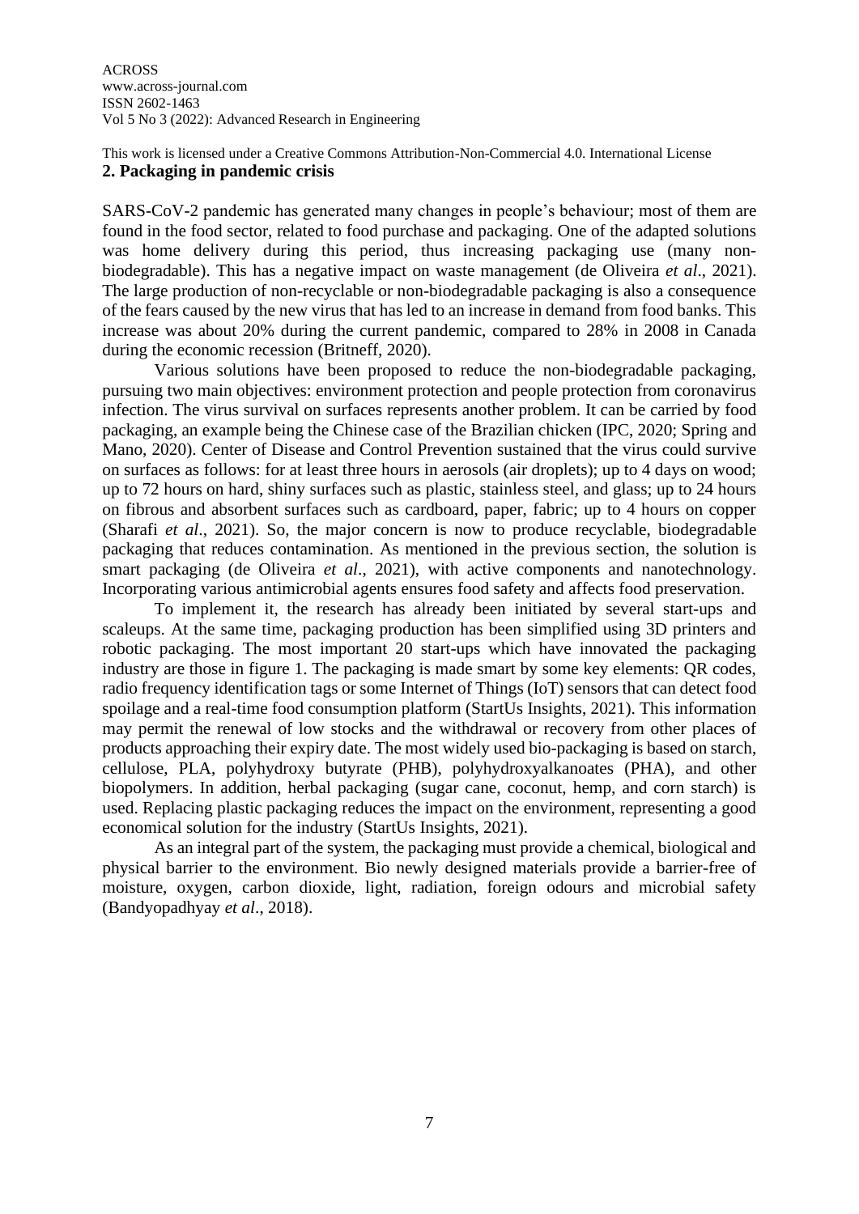## 2. Packaging in pandemic crisis

SARS-CoV-2 pandemic has generated many changes in people's behaviour; most of them are found in the food sector, related to food purchase and packaging. One of the adapted solutions was home delivery during this period, thus increasing packaging use (many non-biodegradable). This has a negative impact on waste management (de Oliveira *et al*., 2021). The large production of non-recyclable or non-biodegradable packaging is also a consequence of the fears caused by the new virus that has led to an increase in demand from food banks. This increase was about 20% during the current pandemic, compared to 28% in 2008 in Canada during the economic recession (Britneff, 2020).

Various solutions have been proposed to reduce the non-biodegradable packaging, pursuing two main objectives: environment protection and people protection from coronavirus infection. The virus survival on surfaces represents another problem. It can be carried by food packaging, an example being the Chinese case of the Brazilian chicken (IPC, 2020; Spring and Mano, 2020). Center of Disease and Control Prevention sustained that the virus could survive on surfaces as follows: for at least three hours in aerosols (air droplets); up to 4 days on wood; up to 72 hours on hard, shiny surfaces such as plastic, stainless steel, and glass; up to 24 hours on fibrous and absorbent surfaces such as cardboard, paper, fabric; up to 4 hours on copper (Sharafi *et al*., 2021). So, the major concern is now to produce recyclable, biodegradable packaging that reduces contamination. As mentioned in the previous section, the solution is smart packaging (de Oliveira *et al*., 2021), with active components and nanotechnology. Incorporating various antimicrobial agents ensures food safety and affects food preservation.

To implement it, the research has already been initiated by several start-ups and scaleups. At the same time, packaging production has been simplified using 3D printers and robotic packaging. The most important 20 start-ups which have innovated the packaging industry are those in figure 1. The packaging is made smart by some key elements: QR codes, radio frequency identification tags or some Internet of Things (IoT) sensors that can detect food spoilage and a real-time food consumption platform (StartUs Insights, 2021). This information may permit the renewal of low stocks and the withdrawal or recovery from other places of products approaching their expiry date. The most widely used bio-packaging is based on starch, cellulose, PLA, polyhydroxy butyrate (PHB), polyhydroxyalkanoates (PHA), and other biopolymers. In addition, herbal packaging (sugar cane, coconut, hemp, and corn starch) is used. Replacing plastic packaging reduces the impact on the environment, representing a good economical solution for the industry (StartUs Insights, 2021).

As an integral part of the system, the packaging must provide a chemical, biological and physical barrier to the environment. Bio newly designed materials provide a barrier-free of moisture, oxygen, carbon dioxide, light, radiation, foreign odours and microbial safety (Bandyopadhyay *et al*., 2018).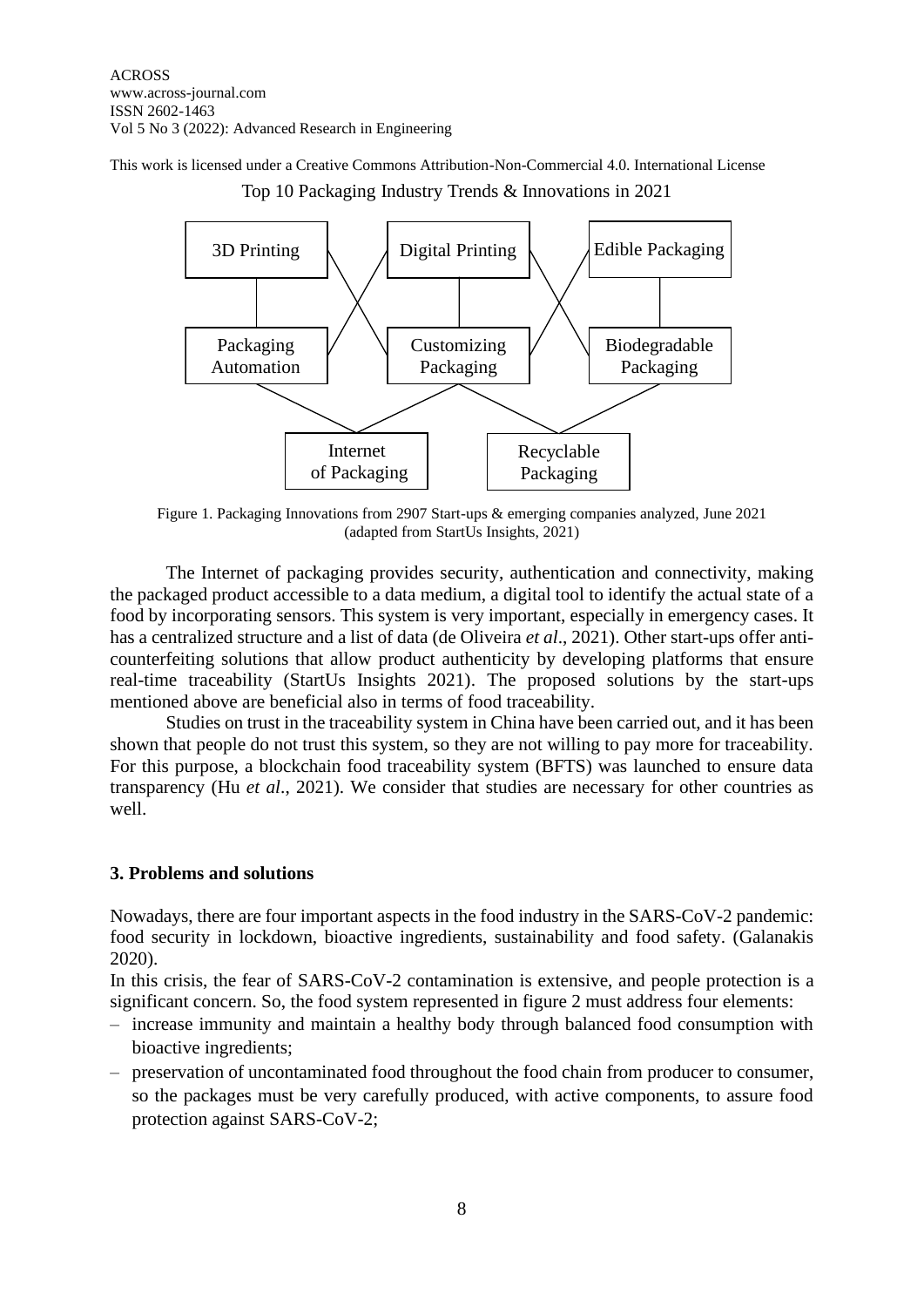Top 10 Packaging Industry Trends & Innovations in 2021

3D Printing | Digital Printing | Edible Packaging

Packaging Automation | Customizing Packaging | Biodegradable Packaging

Internet of Packaging | Recyclable Packaging

Figure 1. Packaging Innovations from 2907 Start-ups & emerging companies analyzed, June 2021 (adapted from StartUs Insights, 2021)

The Internet of packaging provides security, authentication and connectivity, making the packaged product accessible to a data medium, a digital tool to identify the actual state of a food by incorporating sensors. This system is very important, especially in emergency cases. It has a centralized structure and a list of data (de Oliveira *et al*., 2021). Other start-ups offer anti-counterfeiting solutions that allow product authenticity by developing platforms that ensure real-time traceability (StartUs Insights 2021). The proposed solutions by the start-ups mentioned above are beneficial also in terms of food traceability.

Studies on trust in the traceability system in China have been carried out, and it has been shown that people do not trust this system, so they are not willing to pay more for traceability. For this purpose, a blockchain food traceability system (BFTS) was launched to ensure data transparency (Hu *et al*., 2021). We consider that studies are necessary for other countries as well.

## 3. Problems and solutions

Nowadays, there are four important aspects in the food industry in the SARS-CoV-2 pandemic: food security in lockdown, bioactive ingredients, sustainability and food safety. (Galanakis 2020).

In this crisis, the fear of SARS-CoV-2 contamination is extensive, and people protection is a significant concern. So, the food system represented in figure 2 must address four elements:

– increase immunity and maintain a healthy body through balanced food consumption with bioactive ingredients;
– preservation of uncontaminated food throughout the food chain from producer to consumer, so the packages must be very carefully produced, with active components, to assure food protection against SARS-CoV-2;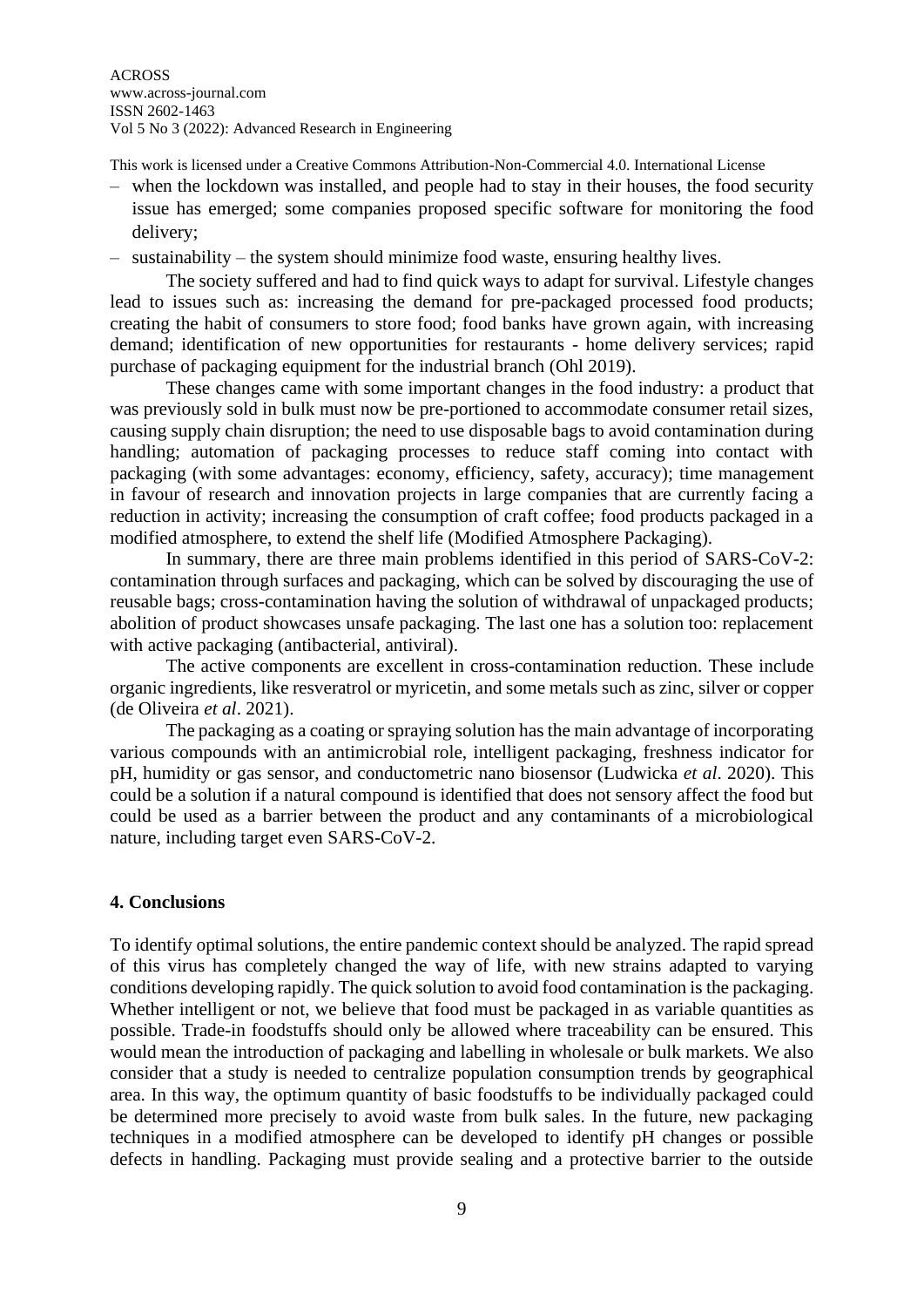– when the lockdown was installed, and people had to stay in their houses, the food security issue has emerged; some companies proposed specific software for monitoring the food delivery;
– sustainability – the system should minimize food waste, ensuring healthy lives.

The society suffered and had to find quick ways to adapt for survival. Lifestyle changes lead to issues such as: increasing the demand for pre-packaged processed food products; creating the habit of consumers to store food; food banks have grown again, with increasing demand; identification of new opportunities for restaurants - home delivery services; rapid purchase of packaging equipment for the industrial branch (Ohl 2019).

These changes came with some important changes in the food industry: a product that was previously sold in bulk must now be pre-portioned to accommodate consumer retail sizes, causing supply chain disruption; the need to use disposable bags to avoid contamination during handling; automation of packaging processes to reduce staff coming into contact with packaging (with some advantages: economy, efficiency, safety, accuracy); time management in favour of research and innovation projects in large companies that are currently facing a reduction in activity; increasing the consumption of craft coffee; food products packaged in a modified atmosphere, to extend the shelf life (Modified Atmosphere Packaging).

In summary, there are three main problems identified in this period of SARS-CoV-2: contamination through surfaces and packaging, which can be solved by discouraging the use of reusable bags; cross-contamination having the solution of withdrawal of unpackaged products; abolition of product showcases unsafe packaging. The last one has a solution too: replacement with active packaging (antibacterial, antiviral).

The active components are excellent in cross-contamination reduction. These include organic ingredients, like resveratrol or myricetin, and some metals such as zinc, silver or copper (de Oliveira *et al*. 2021).

The packaging as a coating or spraying solution has the main advantage of incorporating various compounds with an antimicrobial role, intelligent packaging, freshness indicator for pH, humidity or gas sensor, and conductometric nano biosensor (Ludwicka *et al*. 2020). This could be a solution if a natural compound is identified that does not sensory affect the food but could be used as a barrier between the product and any contaminants of a microbiological nature, including target even SARS-CoV-2.

## 4. Conclusions

To identify optimal solutions, the entire pandemic context should be analyzed. The rapid spread of this virus has completely changed the way of life, with new strains adapted to varying conditions developing rapidly. The quick solution to avoid food contamination is the packaging. Whether intelligent or not, we believe that food must be packaged in as variable quantities as possible. Trade-in foodstuffs should only be allowed where traceability can be ensured. This would mean the introduction of packaging and labelling in wholesale or bulk markets. We also consider that a study is needed to centralize population consumption trends by geographical area. In this way, the optimum quantity of basic foodstuffs to be individually packaged could be determined more precisely to avoid waste from bulk sales. In the future, new packaging techniques in a modified atmosphere can be developed to identify pH changes or possible defects in handling. Packaging must provide sealing and a protective barrier to the outside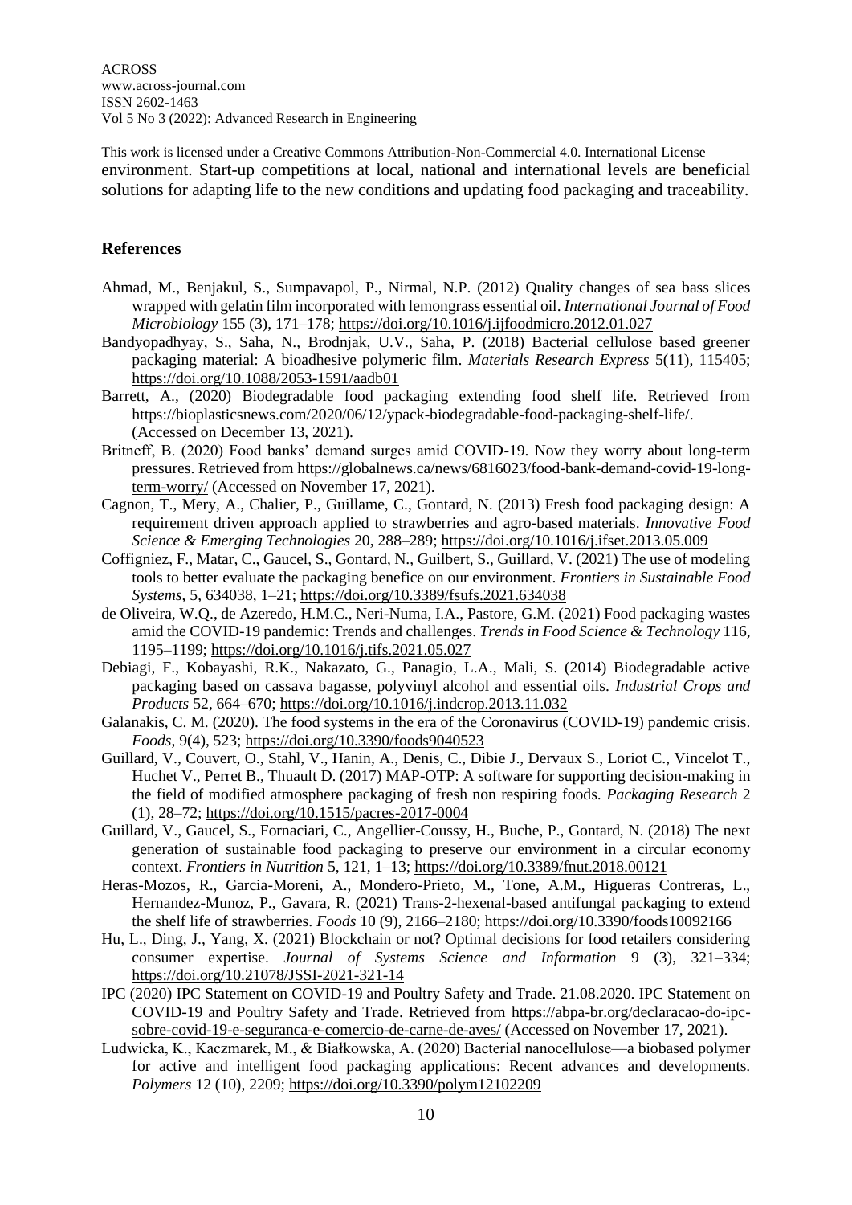environment. Start-up competitions at local, national and international levels are beneficial solutions for adapting life to the new conditions and updating food packaging and traceability.

## References

Ahmad, M., Benjakul, S., Sumpavapol, P., Nirmal, N.P. (2012) Quality changes of sea bass slices wrapped with gelatin film incorporated with lemongrass essential oil. *International Journal of Food Microbiology* 155 (3), 171–178; https://doi.org/10.1016/j.ijfoodmicro.2012.01.027

Bandyopadhyay, S., Saha, N., Brodnjak, U.V., Saha, P. (2018) Bacterial cellulose based greener packaging material: A bioadhesive polymeric film. *Materials Research Express* 5(11), 115405; https://doi.org/10.1088/2053-1591/aadb01

Barrett, A., (2020) Biodegradable food packaging extending food shelf life. Retrieved from https://bioplasticsnews.com/2020/06/12/ypack-biodegradable-food-packaging-shelf-life/. (Accessed on December 13, 2021).

Britneff, B. (2020) Food banks' demand surges amid COVID-19. Now they worry about long-term pressures. Retrieved from https://globalnews.ca/news/6816023/food-bank-demand-covid-19-long-term-worry/ (Accessed on November 17, 2021).

Cagnon, T., Mery, A., Chalier, P., Guillame, C., Gontard, N. (2013) Fresh food packaging design: A requirement driven approach applied to strawberries and agro-based materials. *Innovative Food Science & Emerging Technologies* 20, 288–289; https://doi.org/10.1016/j.ifset.2013.05.009

Coffigniez, F., Matar, C., Gaucel, S., Gontard, N., Guilbert, S., Guillard, V. (2021) The use of modeling tools to better evaluate the packaging benefice on our environment. *Frontiers in Sustainable Food Systems*, 5, 634038, 1–21; https://doi.org/10.3389/fsufs.2021.634038

de Oliveira, W.Q., de Azeredo, H.M.C., Neri-Numa, I.A., Pastore, G.M. (2021) Food packaging wastes amid the COVID-19 pandemic: Trends and challenges. *Trends in Food Science & Technology* 116, 1195–1199; https://doi.org/10.1016/j.tifs.2021.05.027

Debiagi, F., Kobayashi, R.K., Nakazato, G., Panagio, L.A., Mali, S. (2014) Biodegradable active packaging based on cassava bagasse, polyvinyl alcohol and essential oils. *Industrial Crops and Products* 52, 664–670; https://doi.org/10.1016/j.indcrop.2013.11.032

Galanakis, C. M. (2020). The food systems in the era of the Coronavirus (COVID-19) pandemic crisis. *Foods*, 9(4), 523; https://doi.org/10.3390/foods9040523

Guillard, V., Couvert, O., Stahl, V., Hanin, A., Denis, C., Dibie J., Dervaux S., Loriot C., Vincelot T., Huchet V., Perret B., Thuault D. (2017) MAP-OTP: A software for supporting decision-making in the field of modified atmosphere packaging of fresh non respiring foods. *Packaging Research* 2 (1), 28–72; https://doi.org/10.1515/pacres-2017-0004

Guillard, V., Gaucel, S., Fornaciari, C., Angellier-Coussy, H., Buche, P., Gontard, N. (2018) The next generation of sustainable food packaging to preserve our environment in a circular economy context. *Frontiers in Nutrition* 5, 121, 1–13; https://doi.org/10.3389/fnut.2018.00121

Heras-Mozos, R., Garcia-Moreni, A., Mondero-Prieto, M., Tone, A.M., Higueras Contreras, L., Hernandez-Munoz, P., Gavara, R. (2021) Trans-2-hexenal-based antifungal packaging to extend the shelf life of strawberries. *Foods* 10 (9), 2166–2180; https://doi.org/10.3390/foods10092166

Hu, L., Ding, J., Yang, X. (2021) Blockchain or not? Optimal decisions for food retailers considering consumer expertise. *Journal of Systems Science and Information* 9 (3), 321–334; https://doi.org/10.21078/JSSI-2021-321-14

IPC (2020) IPC Statement on COVID-19 and Poultry Safety and Trade. 21.08.2020. IPC Statement on COVID-19 and Poultry Safety and Trade. Retrieved from https://abpa-br.org/declaracao-do-ipc-sobre-covid-19-e-seguranca-e-comercio-de-carne-de-aves/ (Accessed on November 17, 2021).

Ludwicka, K., Kaczmarek, M., & Białkowska, A. (2020) Bacterial nanocellulose—a biobased polymer for active and intelligent food packaging applications: Recent advances and developments. *Polymers* 12 (10), 2209; https://doi.org/10.3390/polym12102209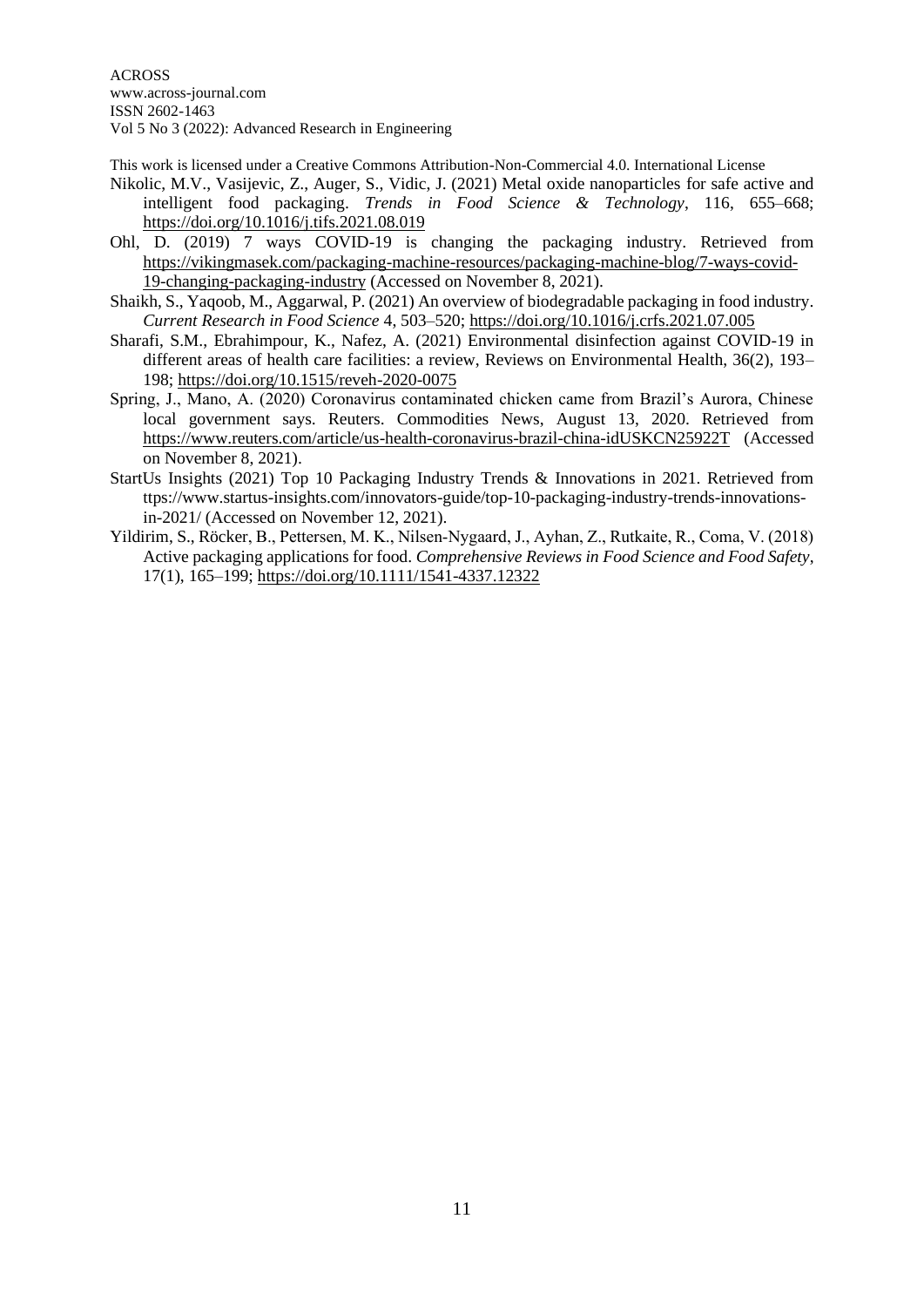Nikolic, M.V., Vasijevic, Z., Auger, S., Vidic, J. (2021) Metal oxide nanoparticles for safe active and intelligent food packaging. *Trends in Food Science & Technology*, 116, 655–668; https://doi.org/10.1016/j.tifs.2021.08.019

Ohl, D. (2019) 7 ways COVID-19 is changing the packaging industry. Retrieved from https://vikingmasek.com/packaging-machine-resources/packaging-machine-blog/7-ways-covid-19-changing-packaging-industry (Accessed on November 8, 2021).

Shaikh, S., Yaqoob, M., Aggarwal, P. (2021) An overview of biodegradable packaging in food industry. *Current Research in Food Science* 4, 503–520; https://doi.org/10.1016/j.crfs.2021.07.005

Sharafi, S.M., Ebrahimpour, K., Nafez, A. (2021) Environmental disinfection against COVID-19 in different areas of health care facilities: a review, Reviews on Environmental Health, 36(2), 193–198; https://doi.org/10.1515/reveh-2020-0075

Spring, J., Mano, A. (2020) Coronavirus contaminated chicken came from Brazil's Aurora, Chinese local government says. Reuters. Commodities News, August 13, 2020. Retrieved from https://www.reuters.com/article/us-health-coronavirus-brazil-china-idUSKCN25922T (Accessed on November 8, 2021).

StartUs Insights (2021) Top 10 Packaging Industry Trends & Innovations in 2021. Retrieved from ttps://www.startus-insights.com/innovators-guide/top-10-packaging-industry-trends-innovations-in-2021/ (Accessed on November 12, 2021).

Yildirim, S., Röcker, B., Pettersen, M. K., Nilsen-Nygaard, J., Ayhan, Z., Rutkaite, R., Coma, V. (2018) Active packaging applications for food. *Comprehensive Reviews in Food Science and Food Safety*, 17(1), 165–199; https://doi.org/10.1111/1541-4337.12322